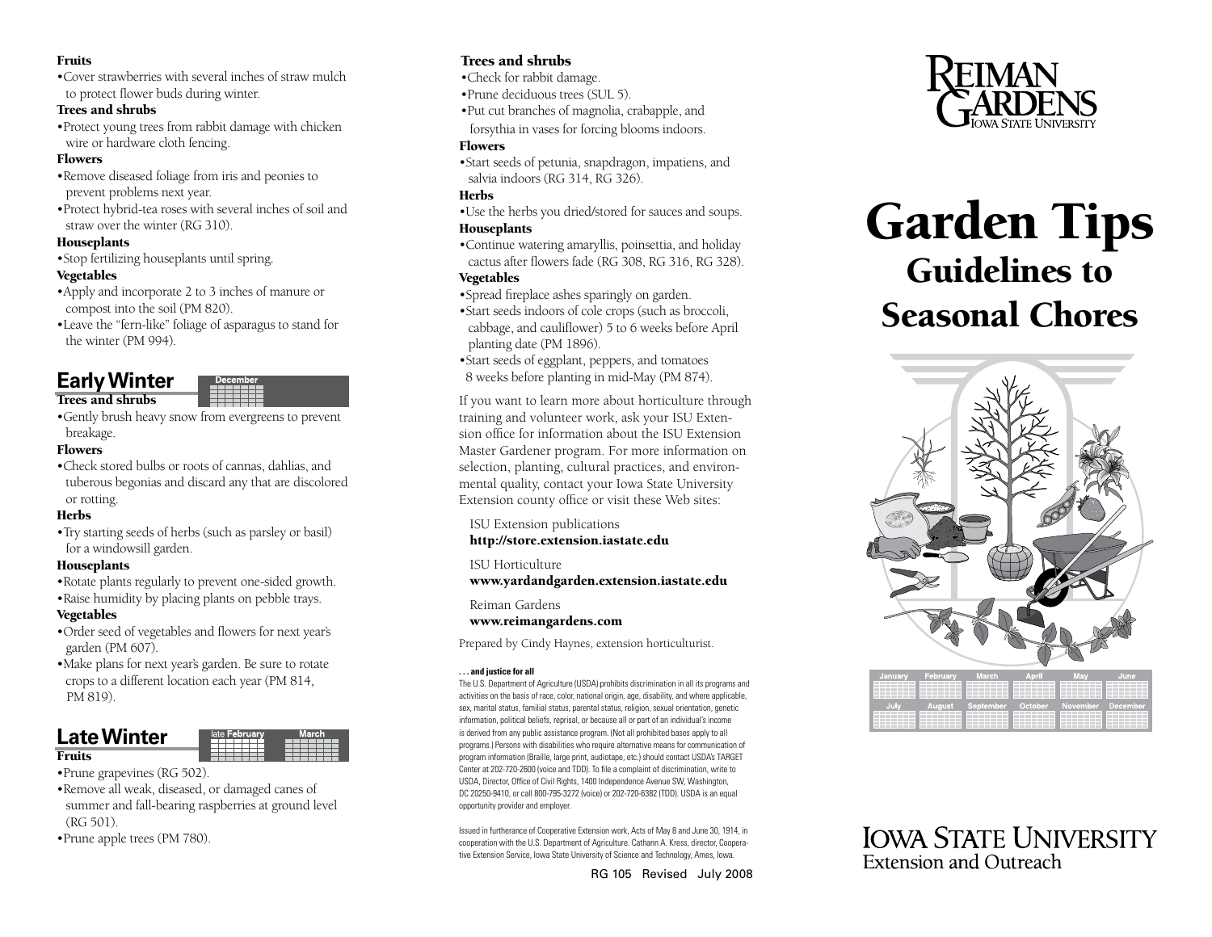### Fruits

- Cover strawberries with several inches of straw mulch to protect flower buds during winter.

### Trees and shrubs

- Protect young trees from rabbit damage with chicken wire or hardware cloth fencing.

### Flowers

- Remove diseased foliage from iris and peonies to prevent problems next year.
- Protect hybrid-tea roses with several inches of soil and straw over the winter (RG 310).

### Houseplants

- Stop fertilizing houseplants until spring.

### Vegetables

- Apply and incorporate 2 to 3 inches of manure or compost into the soil (PM 820).
- Leave the "fern-like" foliage of asparagus to stand for the winter (PM 994).

## Early Winter

December

### Trees and shrubs

- Gently brush heavy snow from evergreens to prevent breakage.

### Flowers

- Check stored bulbs or roots of cannas, dahlias, and tuberous begonias and discard any that are discolored or rotting.

### Herbs

- Try starting seeds of herbs (such as parsley or basil) for a windowsill garden.

### Houseplants

- Rotate plants regularly to prevent one-sided growth.
- Raise humidity by placing plants on pebble trays.

### Vegetables

- Order seed of vegetables and flowers for next year's garden (PM 607).
- Make plans for next year's garden. Be sure to rotate crops to a different location each year (PM 814, PM 819).

## Late Winter

late February, March

### Fruits

- Prune grapevines (RG 502).
- Remove all weak, diseased, or damaged canes of summer and fall-bearing raspberries at ground level (RG 501).
- Prune apple trees (PM 780).

### Trees and shrubs

- Check for rabbit damage.
- Prune deciduous trees (SUL 5).
- Put cut branches of magnolia, crabapple, and forsythia in vases for forcing blooms indoors.

### Flowers

- Start seeds of petunia, snapdragon, impatiens, and salvia indoors (RG 314, RG 326).

### Herbs

- Use the herbs you dried/stored for sauces and soups.

### Houseplants

- Continue watering amaryllis, poinsettia, and holiday cactus after flowers fade (RG 308, RG 316, RG 328).

### Vegetables

- Spread fireplace ashes sparingly on garden.
- Start seeds indoors of cole crops (such as broccoli, cabbage, and cauliflower) 5 to 6 weeks before April planting date (PM 1896).
- Start seeds of eggplant, peppers, and tomatoes 8 weeks before planting in mid-May (PM 874).

If you want to learn more about horticulture through training and volunteer work, ask your ISU Extension office for information about the ISU Extension Master Gardener program. For more information on selection, planting, cultural practices, and environmental quality, contact your Iowa State University Extension county office or visit these Web sites:

ISU Extension publications
**http://store.extension.iastate.edu**

ISU Horticulture
**www.yardandgarden.extension.iastate.edu**

Reiman Gardens
**www.reimangardens.com**

Prepared by Cindy Haynes, extension horticulturist.

**. . . and justice for all**

The U.S. Department of Agriculture (USDA) prohibits discrimination in all its programs and activities on the basis of race, color, national origin, age, disability, and where applicable, sex, marital status, familial status, parental status, religion, sexual orientation, genetic information, political beliefs, reprisal, or because all or part of an individual's income is derived from any public assistance program. (Not all prohibited bases apply to all programs.) Persons with disabilities who require alternative means for communication of program information (Braille, large print, audiotape, etc.) should contact USDA's TARGET Center at 202-720-2600 (voice and TDD). To file a complaint of discrimination, write to USDA, Director, Office of Civil Rights, 1400 Independence Avenue SW, Washington, DC 20250-9410, or call 800-795-3272 (voice) or 202-720-6382 (TDD). USDA is an equal opportunity provider and employer.

Issued in furtherance of Cooperative Extension work, Acts of May 8 and June 30, 1914, in cooperation with the U.S. Department of Agriculture. Cathann A. Kress, director, Cooperative Extension Service, Iowa State University of Science and Technology, Ames, Iowa.

RG 105 Revised July 2008

Reiman Gardens
Iowa State University

# Garden Tips

## Guidelines to Seasonal Chores

January, February, March, April, May, June, July, August, September, October, November, December

Iowa State University
Extension and Outreach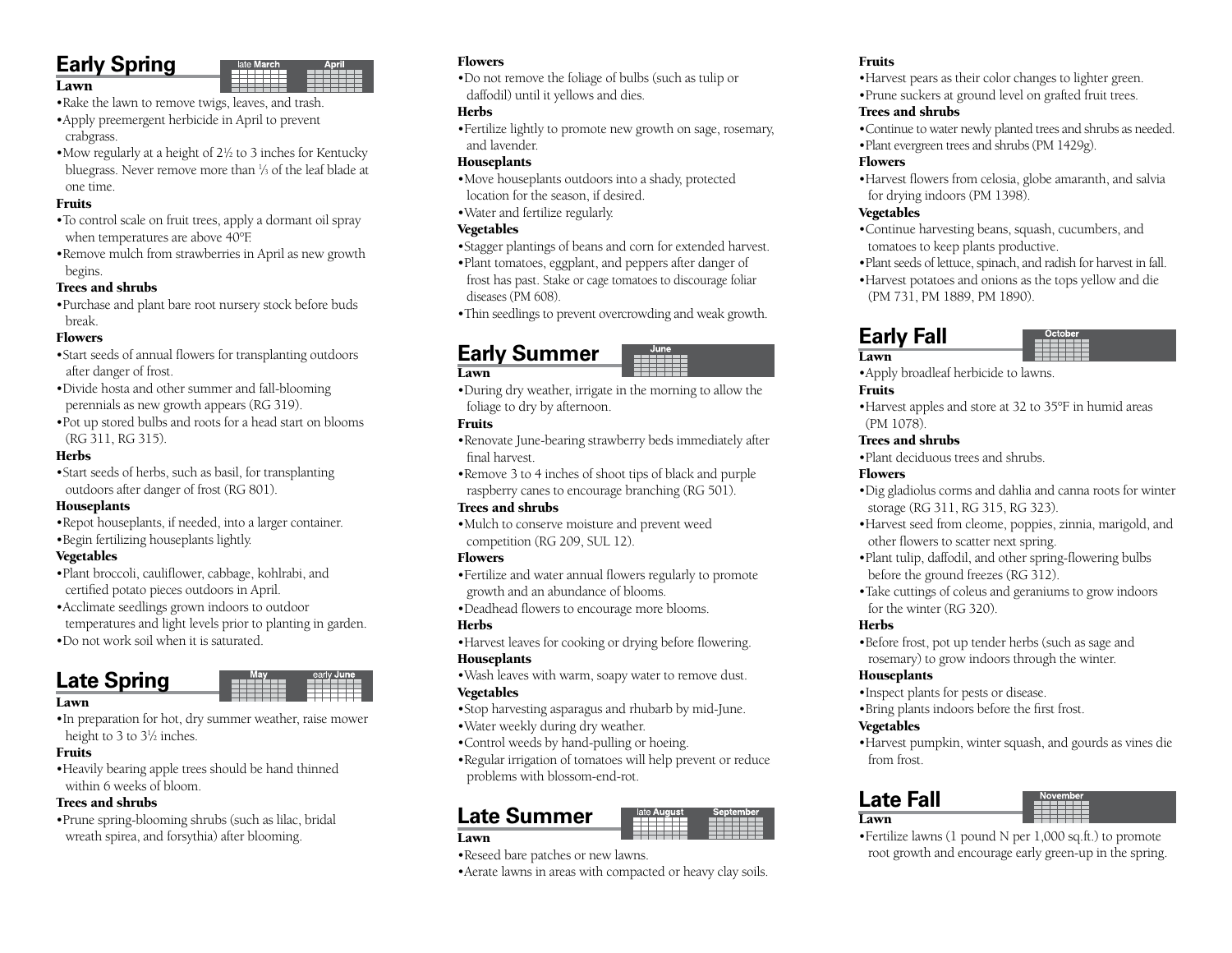## Early Spring

late March | April

### Lawn

- Rake the lawn to remove twigs, leaves, and trash.
- Apply preemergent herbicide in April to prevent crabgrass.
- Mow regularly at a height of 2½ to 3 inches for Kentucky bluegrass. Never remove more than ⅓ of the leaf blade at one time.

### Fruits

- To control scale on fruit trees, apply a dormant oil spray when temperatures are above 40°F.
- Remove mulch from strawberries in April as new growth begins.

### Trees and shrubs

- Purchase and plant bare root nursery stock before buds break.

### Flowers

- Start seeds of annual flowers for transplanting outdoors after danger of frost.
- Divide hosta and other summer and fall-blooming perennials as new growth appears (RG 319).
- Pot up stored bulbs and roots for a head start on blooms (RG 311, RG 315).

### Herbs

- Start seeds of herbs, such as basil, for transplanting outdoors after danger of frost (RG 801).

### Houseplants

- Repot houseplants, if needed, into a larger container.
- Begin fertilizing houseplants lightly.

### Vegetables

- Plant broccoli, cauliflower, cabbage, kohlrabi, and certified potato pieces outdoors in April.
- Acclimate seedlings grown indoors to outdoor temperatures and light levels prior to planting in garden.
- Do not work soil when it is saturated.

## Late Spring

May | early June

### Lawn

- In preparation for hot, dry summer weather, raise mower height to 3 to 3½ inches.

### Fruits

- Heavily bearing apple trees should be hand thinned within 6 weeks of bloom.

### Trees and shrubs

- Prune spring-blooming shrubs (such as lilac, bridal wreath spirea, and forsythia) after blooming.

### Flowers

- Do not remove the foliage of bulbs (such as tulip or daffodil) until it yellows and dies.

### Herbs

- Fertilize lightly to promote new growth on sage, rosemary, and lavender.

### Houseplants

- Move houseplants outdoors into a shady, protected location for the season, if desired.
- Water and fertilize regularly.

### Vegetables

- Stagger plantings of beans and corn for extended harvest.
- Plant tomatoes, eggplant, and peppers after danger of frost has past. Stake or cage tomatoes to discourage foliar diseases (PM 608).
- Thin seedlings to prevent overcrowding and weak growth.

## Early Summer

June

### Lawn

- During dry weather, irrigate in the morning to allow the foliage to dry by afternoon.

### Fruits

- Renovate June-bearing strawberry beds immediately after final harvest.
- Remove 3 to 4 inches of shoot tips of black and purple raspberry canes to encourage branching (RG 501).

### Trees and shrubs

- Mulch to conserve moisture and prevent weed competition (RG 209, SUL 12).

### Flowers

- Fertilize and water annual flowers regularly to promote growth and an abundance of blooms.
- Deadhead flowers to encourage more blooms.

### Herbs

- Harvest leaves for cooking or drying before flowering.

### Houseplants

- Wash leaves with warm, soapy water to remove dust.

### Vegetables

- Stop harvesting asparagus and rhubarb by mid-June.
- Water weekly during dry weather.
- Control weeds by hand-pulling or hoeing.
- Regular irrigation of tomatoes will help prevent or reduce problems with blossom-end-rot.

## Late Summer

late August | September

### Lawn

- Reseed bare patches or new lawns.
- Aerate lawns in areas with compacted or heavy clay soils.

### Fruits

- Harvest pears as their color changes to lighter green.
- Prune suckers at ground level on grafted fruit trees.

### Trees and shrubs

- Continue to water newly planted trees and shrubs as needed.
- Plant evergreen trees and shrubs (PM 1429g).

### Flowers

- Harvest flowers from celosia, globe amaranth, and salvia for drying indoors (PM 1398).

### Vegetables

- Continue harvesting beans, squash, cucumbers, and tomatoes to keep plants productive.
- Plant seeds of lettuce, spinach, and radish for harvest in fall.
- Harvest potatoes and onions as the tops yellow and die (PM 731, PM 1889, PM 1890).

## Early Fall

October

### Lawn

- Apply broadleaf herbicide to lawns.

### Fruits

- Harvest apples and store at 32 to 35°F in humid areas (PM 1078).

### Trees and shrubs

- Plant deciduous trees and shrubs.

### Flowers

- Dig gladiolus corms and dahlia and canna roots for winter storage (RG 311, RG 315, RG 323).
- Harvest seed from cleome, poppies, zinnia, marigold, and other flowers to scatter next spring.
- Plant tulip, daffodil, and other spring-flowering bulbs before the ground freezes (RG 312).
- Take cuttings of coleus and geraniums to grow indoors for the winter (RG 320).

### Herbs

- Before frost, pot up tender herbs (such as sage and rosemary) to grow indoors through the winter.

### Houseplants

- Inspect plants for pests or disease.
- Bring plants indoors before the first frost.

### Vegetables

- Harvest pumpkin, winter squash, and gourds as vines die from frost.

## Late Fall

November

### Lawn

- Fertilize lawns (1 pound N per 1,000 sq.ft.) to promote root growth and encourage early green-up in the spring.